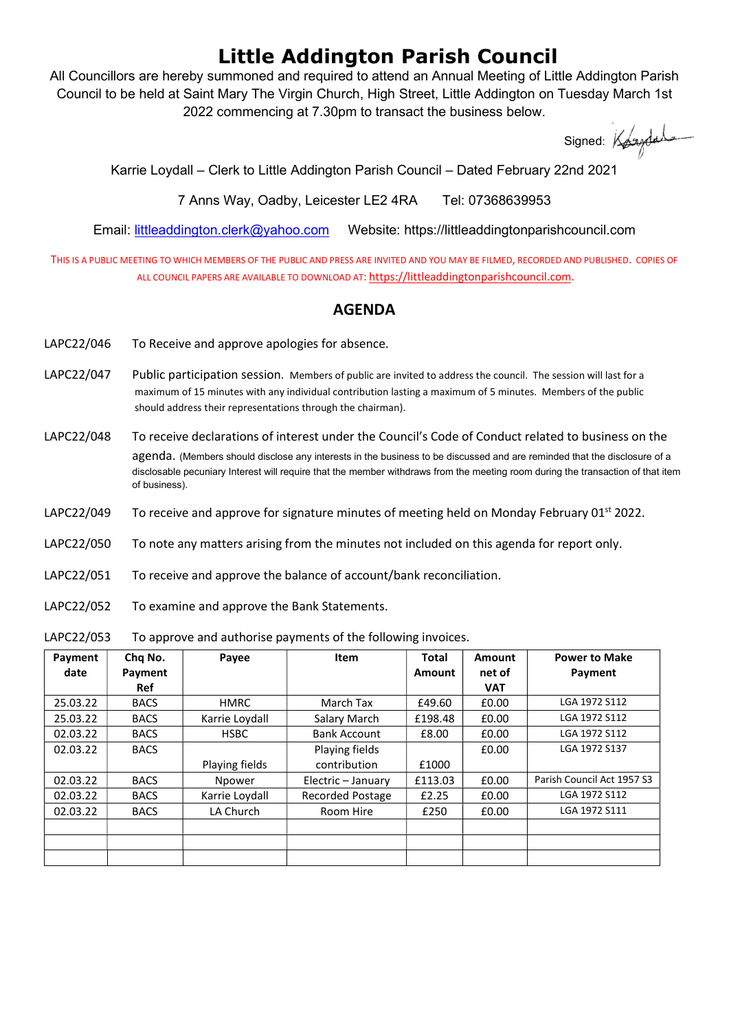# Little Addington Parish Council

All Councillors are hereby summoned and required to attend an Annual Meeting of Little Addington Parish Council to be held at Saint Mary The Virgin Church, High Street, Little Addington on Tuesday March 1st 2022 commencing at 7.30pm to transact the business below.

Signed:

Karrie Loydall – Clerk to Little Addington Parish Council – Dated February 22nd 2021

7 Anns Way, Oadby, Leicester LE2 4RA Tel: 07368639953

Email: littleaddington.clerk@yahoo.com Website: https://littleaddingtonparishcouncil.com

THIS IS A PUBLIC MEETING TO WHICH MEMBERS OF THE PUBLIC AND PRESS ARE INVITED AND YOU MAY BE FILMED, RECORDED AND PUBLISHED. COPIES OF ALL COUNCIL PAPERS ARE AVAILABLE TO DOWNLOAD AT: https://littleaddingtonparishcouncil.com.

## AGENDA

LAPC22/046 To Receive and approve apologies for absence.

LAPC22/047 Public participation session. Members of public are invited to address the council. The session will last for a maximum of 15 minutes with any individual contribution lasting a maximum of 5 minutes. Members of the public should address their representations through the chairman).

LAPC22/048 To receive declarations of interest under the Council's Code of Conduct related to business on the agenda. (Members should disclose any interests in the business to be discussed and are reminded that the disclosure of a disclosable pecuniary Interest will require that the member withdraws from the meeting room during the transaction of that item of business).

LAPC22/049 To receive and approve for signature minutes of meeting held on Monday February 01st 2022.

LAPC22/050 To note any matters arising from the minutes not included on this agenda for report only.

LAPC22/051 To receive and approve the balance of account/bank reconciliation.

LAPC22/052 To examine and approve the Bank Statements.

LAPC22/053 To approve and authorise payments of the following invoices.

| Payment date | Chq No. Payment Ref | Payee | Item | Total Amount | Amount net of VAT | Power to Make Payment |
|---|---|---|---|---|---|---|
| 25.03.22 | BACS | HMRC | March Tax | £49.60 | £0.00 | LGA 1972 S112 |
| 25.03.22 | BACS | Karrie Loydall | Salary March | £198.48 | £0.00 | LGA 1972 S112 |
| 02.03.22 | BACS | HSBC | Bank Account | £8.00 | £0.00 | LGA 1972 S112 |
| 02.03.22 | BACS | Playing fields | Playing fields contribution | £1000 | £0.00 | LGA 1972 S137 |
| 02.03.22 | BACS | Npower | Electric – January | £113.03 | £0.00 | Parish Council Act 1957 S3 |
| 02.03.22 | BACS | Karrie Loydall | Recorded Postage | £2.25 | £0.00 | LGA 1972 S112 |
| 02.03.22 | BACS | LA Church | Room Hire | £250 | £0.00 | LGA 1972 S111 |
| | | | | | | |
| | | | | | | |
| | | | | | | |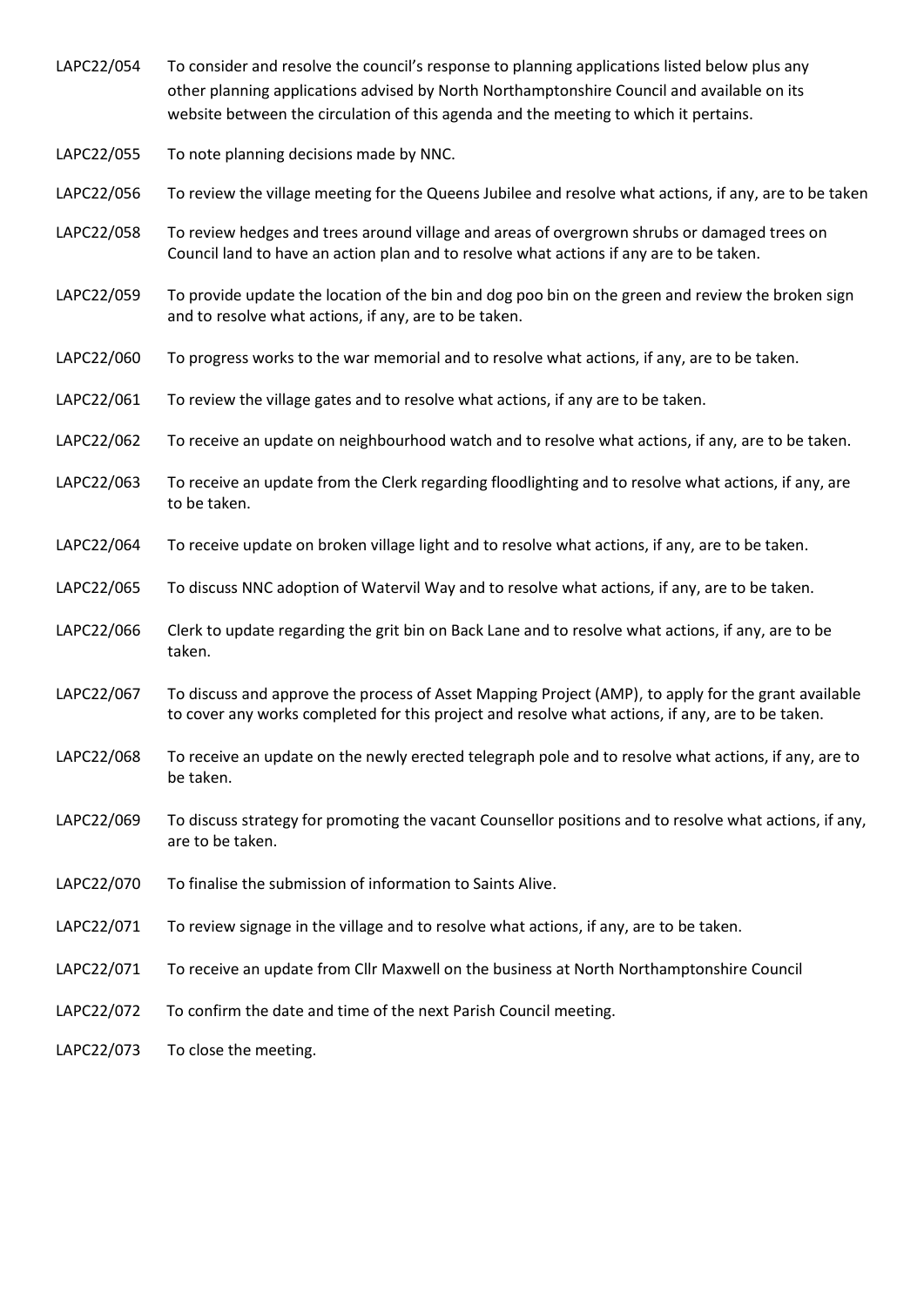LAPC22/054 To consider and resolve the council's response to planning applications listed below plus any other planning applications advised by North Northamptonshire Council and available on its website between the circulation of this agenda and the meeting to which it pertains.

LAPC22/055 To note planning decisions made by NNC.

LAPC22/056 To review the village meeting for the Queens Jubilee and resolve what actions, if any, are to be taken

LAPC22/058 To review hedges and trees around village and areas of overgrown shrubs or damaged trees on Council land to have an action plan and to resolve what actions if any are to be taken.

LAPC22/059 To provide update the location of the bin and dog poo bin on the green and review the broken sign and to resolve what actions, if any, are to be taken.

LAPC22/060 To progress works to the war memorial and to resolve what actions, if any, are to be taken.

LAPC22/061 To review the village gates and to resolve what actions, if any are to be taken.

LAPC22/062 To receive an update on neighbourhood watch and to resolve what actions, if any, are to be taken.

LAPC22/063 To receive an update from the Clerk regarding floodlighting and to resolve what actions, if any, are to be taken.

LAPC22/064 To receive update on broken village light and to resolve what actions, if any, are to be taken.

LAPC22/065 To discuss NNC adoption of Watervil Way and to resolve what actions, if any, are to be taken.

LAPC22/066 Clerk to update regarding the grit bin on Back Lane and to resolve what actions, if any, are to be taken.

LAPC22/067 To discuss and approve the process of Asset Mapping Project (AMP), to apply for the grant available to cover any works completed for this project and resolve what actions, if any, are to be taken.

LAPC22/068 To receive an update on the newly erected telegraph pole and to resolve what actions, if any, are to be taken.

LAPC22/069 To discuss strategy for promoting the vacant Counsellor positions and to resolve what actions, if any, are to be taken.

LAPC22/070 To finalise the submission of information to Saints Alive.

LAPC22/071 To review signage in the village and to resolve what actions, if any, are to be taken.

LAPC22/071 To receive an update from Cllr Maxwell on the business at North Northamptonshire Council

LAPC22/072 To confirm the date and time of the next Parish Council meeting.

LAPC22/073 To close the meeting.